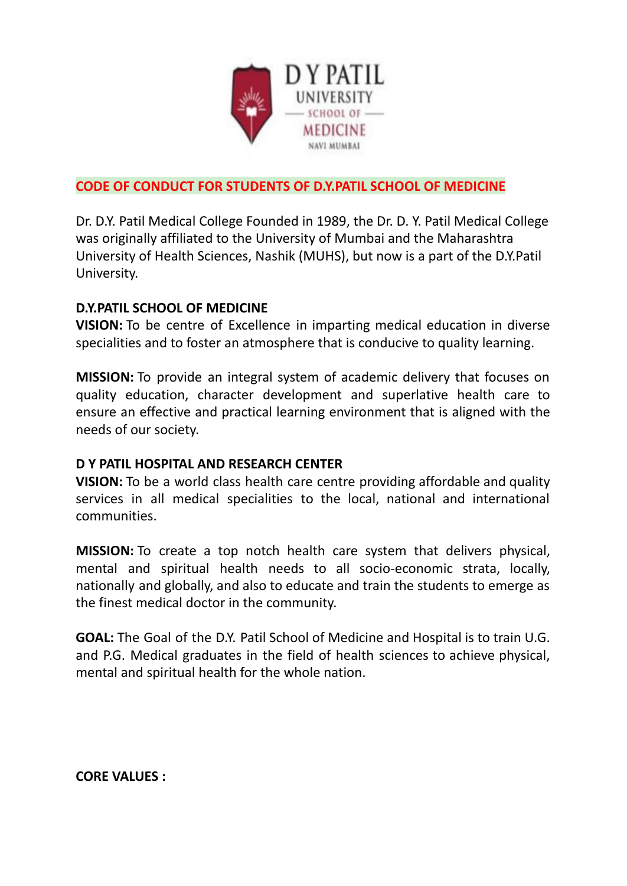# CODE OF CONDUCT FOR STUDENTS OF D.Y.PATIL SCHOOL OF MEDICINE

Dr. D.Y. Patil Medical College Founded in 1989, the Dr. D. Y. Patil Medical College was originally affiliated to the University of Mumbai and the Maharashtra University of Health Sciences, Nashik (MUHS), but now is a part of the D.Y.Patil University.

## D.Y.PATIL SCHOOL OF MEDICINE

**VISION:** To be centre of Excellence in imparting medical education in diverse specialities and to foster an atmosphere that is conducive to quality learning.

**MISSION:** To provide an integral system of academic delivery that focuses on quality education, character development and superlative health care to ensure an effective and practical learning environment that is aligned with the needs of our society.

## D Y PATIL HOSPITAL AND RESEARCH CENTER

**VISION:** To be a world class health care centre providing affordable and quality services in all medical specialities to the local, national and international communities.

**MISSION:** To create a top notch health care system that delivers physical, mental and spiritual health needs to all socio-economic strata, locally, nationally and globally, and also to educate and train the students to emerge as the finest medical doctor in the community.

**GOAL:** The Goal of the D.Y. Patil School of Medicine and Hospital is to train U.G. and P.G. Medical graduates in the field of health sciences to achieve physical, mental and spiritual health for the whole nation.

**CORE VALUES :**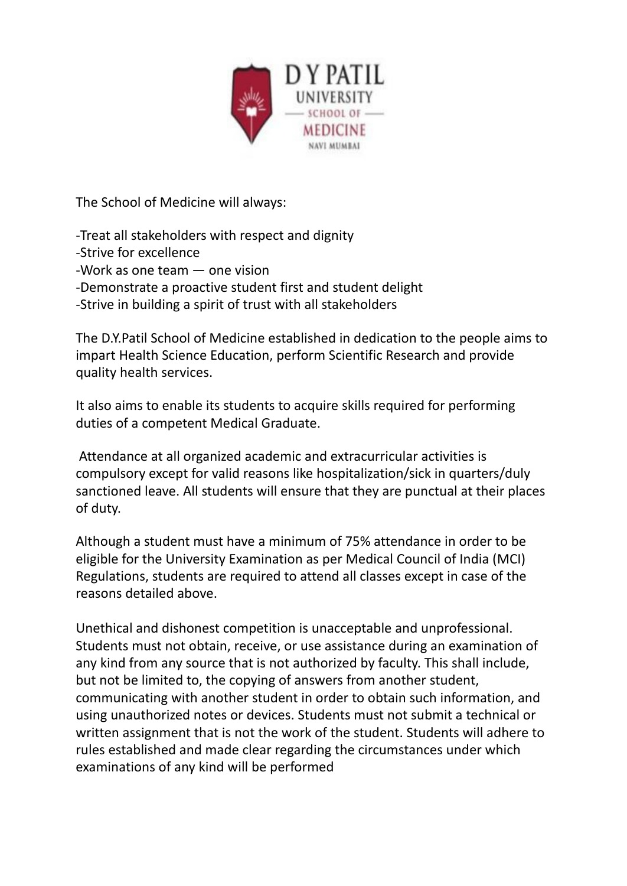The School of Medicine will always:

-Treat all stakeholders with respect and dignity
-Strive for excellence
-Work as one team — one vision
-Demonstrate a proactive student first and student delight
-Strive in building a spirit of trust with all stakeholders

The D.Y.Patil School of Medicine established in dedication to the people aims to impart Health Science Education, perform Scientific Research and provide quality health services.

It also aims to enable its students to acquire skills required for performing duties of a competent Medical Graduate.

Attendance at all organized academic and extracurricular activities is compulsory except for valid reasons like hospitalization/sick in quarters/duly sanctioned leave. All students will ensure that they are punctual at their places of duty.

Although a student must have a minimum of 75% attendance in order to be eligible for the University Examination as per Medical Council of India (MCI) Regulations, students are required to attend all classes except in case of the reasons detailed above.

Unethical and dishonest competition is unacceptable and unprofessional. Students must not obtain, receive, or use assistance during an examination of any kind from any source that is not authorized by faculty. This shall include, but not be limited to, the copying of answers from another student, communicating with another student in order to obtain such information, and using unauthorized notes or devices. Students must not submit a technical or written assignment that is not the work of the student. Students will adhere to rules established and made clear regarding the circumstances under which examinations of any kind will be performed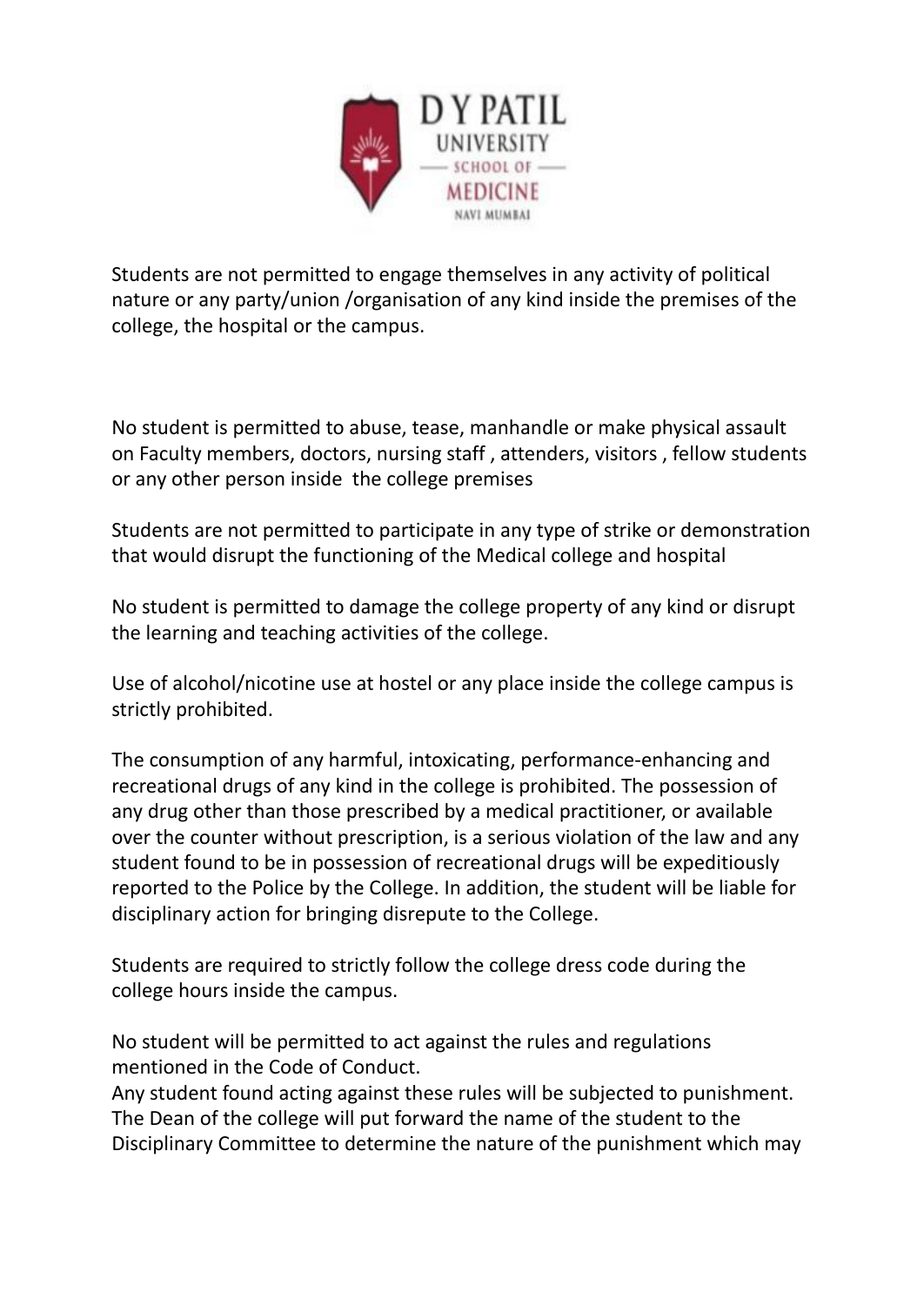Students are not permitted to engage themselves in any activity of political nature or any party/union /organisation of any kind inside the premises of the college, the hospital or the campus.

No student is permitted to abuse, tease, manhandle or make physical assault on Faculty members, doctors, nursing staff , attenders, visitors , fellow students or any other person inside the college premises

Students are not permitted to participate in any type of strike or demonstration that would disrupt the functioning of the Medical college and hospital

No student is permitted to damage the college property of any kind or disrupt the learning and teaching activities of the college.

Use of alcohol/nicotine use at hostel or any place inside the college campus is strictly prohibited.

The consumption of any harmful, intoxicating, performance-enhancing and recreational drugs of any kind in the college is prohibited. The possession of any drug other than those prescribed by a medical practitioner, or available over the counter without prescription, is a serious violation of the law and any student found to be in possession of recreational drugs will be expeditiously reported to the Police by the College. In addition, the student will be liable for disciplinary action for bringing disrepute to the College.

Students are required to strictly follow the college dress code during the college hours inside the campus.

No student will be permitted to act against the rules and regulations mentioned in the Code of Conduct.
Any student found acting against these rules will be subjected to punishment. The Dean of the college will put forward the name of the student to the Disciplinary Committee to determine the nature of the punishment which may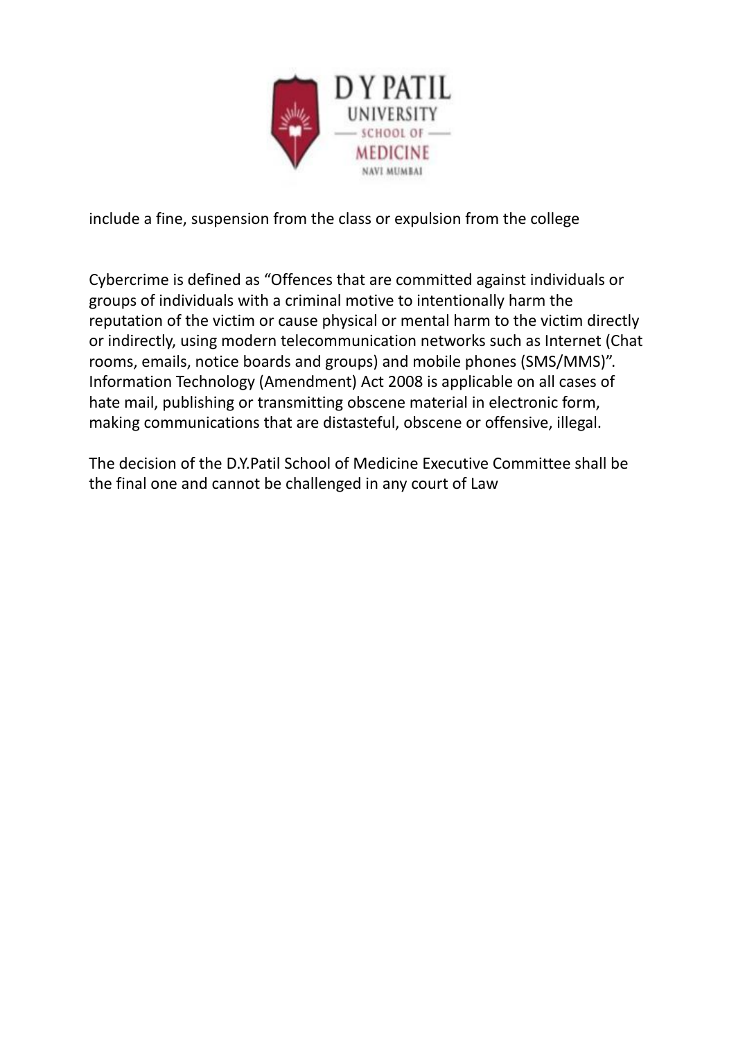include a fine, suspension from the class or expulsion from the college

Cybercrime is defined as "Offences that are committed against individuals or groups of individuals with a criminal motive to intentionally harm the reputation of the victim or cause physical or mental harm to the victim directly or indirectly, using modern telecommunication networks such as Internet (Chat rooms, emails, notice boards and groups) and mobile phones (SMS/MMS)". Information Technology (Amendment) Act 2008 is applicable on all cases of hate mail, publishing or transmitting obscene material in electronic form, making communications that are distasteful, obscene or offensive, illegal.

The decision of the D.Y.Patil School of Medicine Executive Committee shall be the final one and cannot be challenged in any court of Law